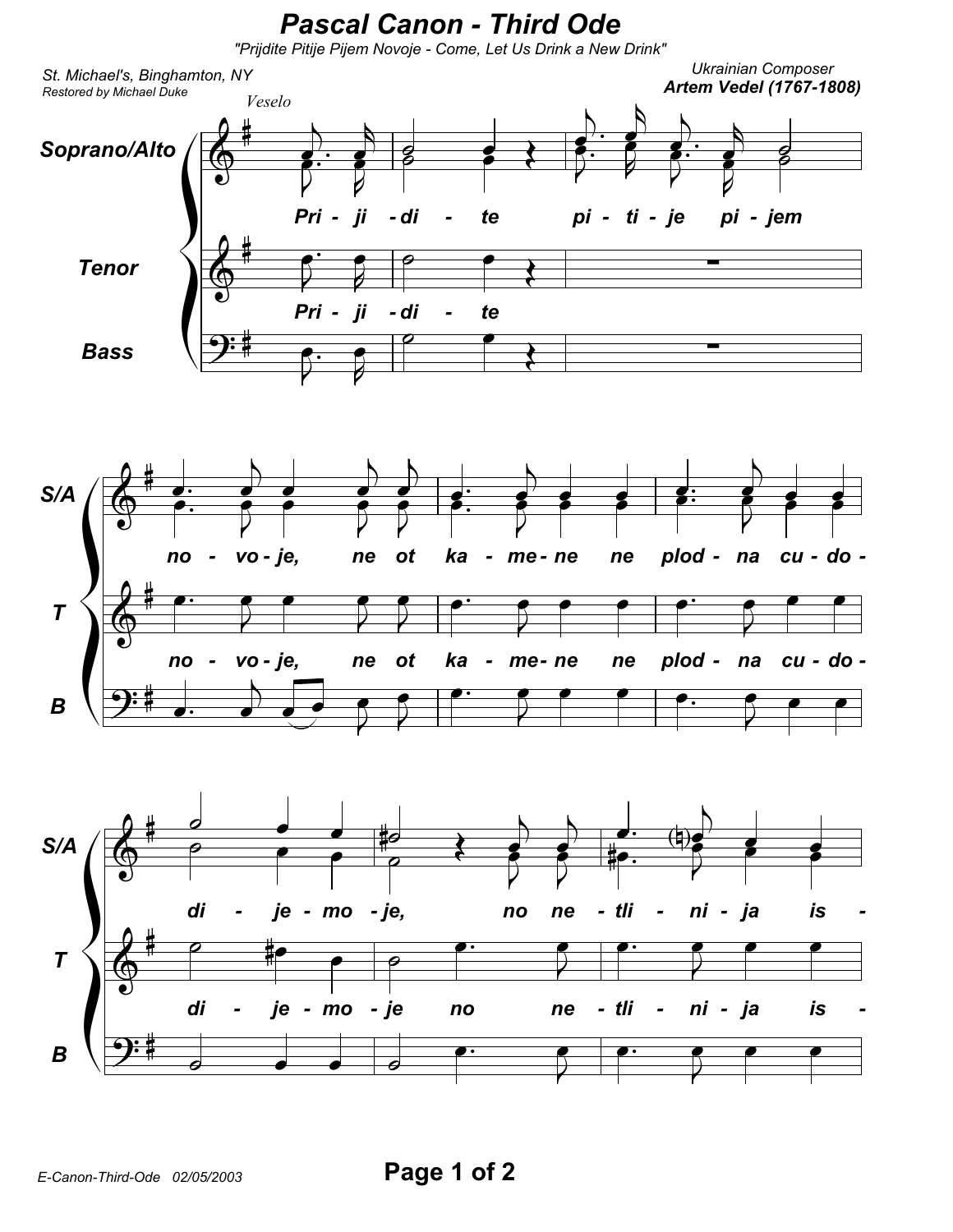# Pascal Canon - Third Ode

"Prijdite Pitije Pijem Novoje - Come, Let Us Drink a New Drink"

St. Michael's, Binghamton, NY
*Restored by Michael Duke*

Ukrainian Composer
**Artem Vedel (1767-1808)**

*Veselo*

Soprano/Alto: Pri - ji - di - te pi - ti - je pi - jem

Tenor: Pri - ji - di - te

Bass

S/A: no - vo - je, ne ot ka - me - ne ne plod - na cu - do -

T: no - vo - je, ne ot ka - me - ne ne plod - na cu - do -

B

S/A: di - je - mo - je, no ne - tli - ni - ja is -

T: di - je - mo - je no ne - tli - ni - ja is -

B

E-Canon-Third-Ode 02/05/2003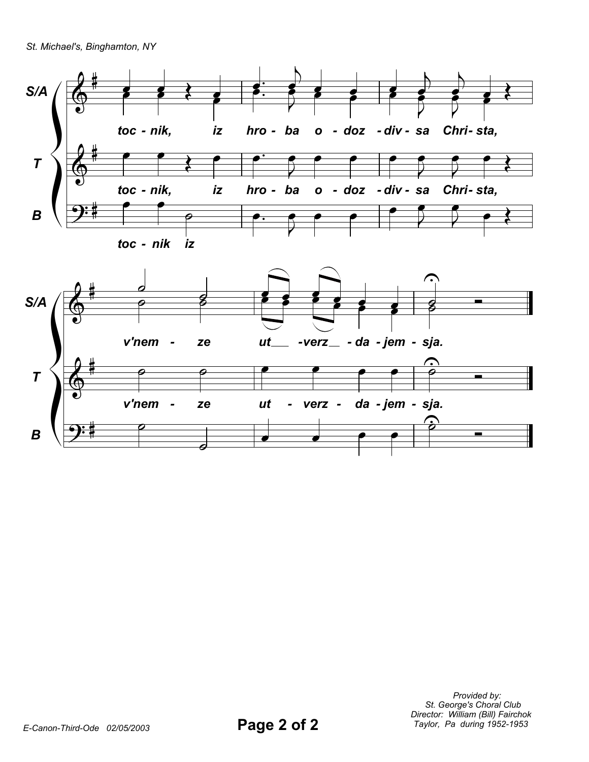St. Michael's, Binghamton, NY

S/A

T

B

toc - nik, iz hro - ba o - doz - div - sa Chri - sta,

toc - nik, iz hro - ba o - doz - div - sa Chri - sta,

toc - nik iz

v'nem - ze ut___ -verz__ - da - jem - sja.

v'nem - ze ut - verz - da - jem - sja.

E-Canon-Third-Ode 02/05/2003

Provided by:
St. George's Choral Club
Director: William (Bill) Fairchok
Taylor, Pa during 1952-1953